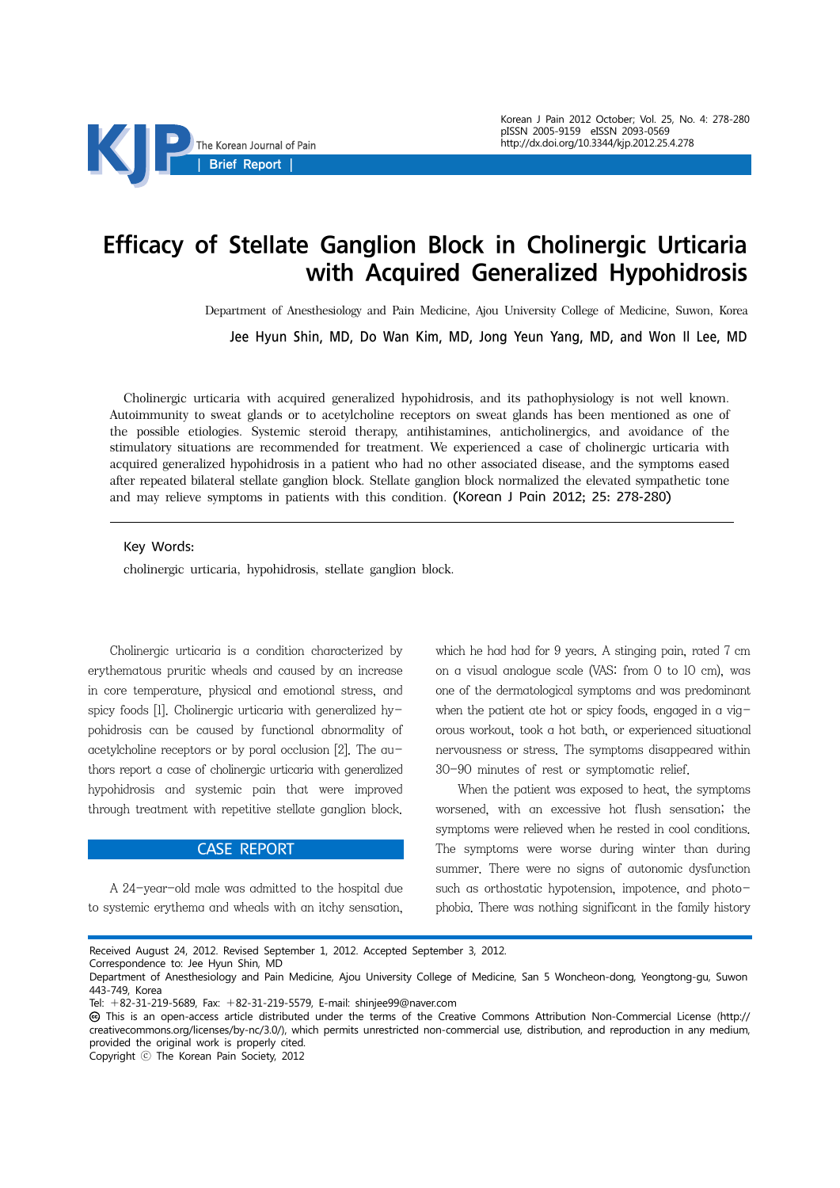# Efficacy of Stellate Ganglion Block in Cholinergic Urticaria with Acquired Generalized Hypohidrosis

Department of Anesthesiology and Pain Medicine, Ajou University College of Medicine, Suwon, Korea

**Jee Hyun Shin, MD, Do Wan Kim, MD, Jong Yeun Yang, MD, and Won Il Lee, MD**

Cholinergic urticaria with acquired generalized hypohidrosis, and its pathophysiology is not well known. Autoimmunity to sweat glands or to acetylcholine receptors on sweat glands has been mentioned as one of the possible etiologies. Systemic steroid therapy, antihistamines, anticholinergics, and avoidance of the stimulatory situations are recommended for treatment. We experienced a case of cholinergic urticaria with acquired generalized hypohidrosis in a patient who had no other associated disease, and the symptoms eased after repeated bilateral stellate ganglion block. Stellate ganglion block normalized the elevated sympathetic tone and may relieve symptoms in patients with this condition. (Korean J Pain 2012; 25: 278-280)

**Key Words:**

cholinergic urticaria, hypohidrosis, stellate ganglion block.

Cholinergic urticaria is a condition characterized by erythematous pruritic wheals and caused by an increase in core temperature, physical and emotional stress, and spicy foods [1]. Cholinergic urticaria with generalized hypohidrosis can be caused by functional abnormality of acetylcholine receptors or by poral occlusion [2]. The authors report a case of cholinergic urticaria with generalized hypohidrosis and systemic pain that were improved through treatment with repetitive stellate ganglion block.

## CASE REPORT

A 24-year-old male was admitted to the hospital due to systemic erythema and wheals with an itchy sensation, which he had had for 9 years. A stinging pain, rated 7 cm on a visual analogue scale (VAS: from 0 to 10 cm), was one of the dermatological symptoms and was predominant when the patient ate hot or spicy foods, engaged in a vigorous workout, took a hot bath, or experienced situational nervousness or stress. The symptoms disappeared within 30-90 minutes of rest or symptomatic relief.

When the patient was exposed to heat, the symptoms worsened, with an excessive hot flush sensation; the symptoms were relieved when he rested in cool conditions. The symptoms were worse during winter than during summer. There were no signs of autonomic dysfunction such as orthostatic hypotension, impotence, and photophobia. There was nothing significant in the family history

Received August 24, 2012. Revised September 1, 2012. Accepted September 3, 2012.
Correspondence to: Jee Hyun Shin, MD
Department of Anesthesiology and Pain Medicine, Ajou University College of Medicine, San 5 Woncheon-dong, Yeongtong-gu, Suwon 443-749, Korea
Tel: +82-31-219-5689, Fax: +82-31-219-5579, E-mail: shinjee99@naver.com
This is an open-access article distributed under the terms of the Creative Commons Attribution Non-Commercial License (http://creativecommons.org/licenses/by-nc/3.0/), which permits unrestricted non-commercial use, distribution, and reproduction in any medium, provided the original work is properly cited.
Copyright ⓒ The Korean Pain Society, 2012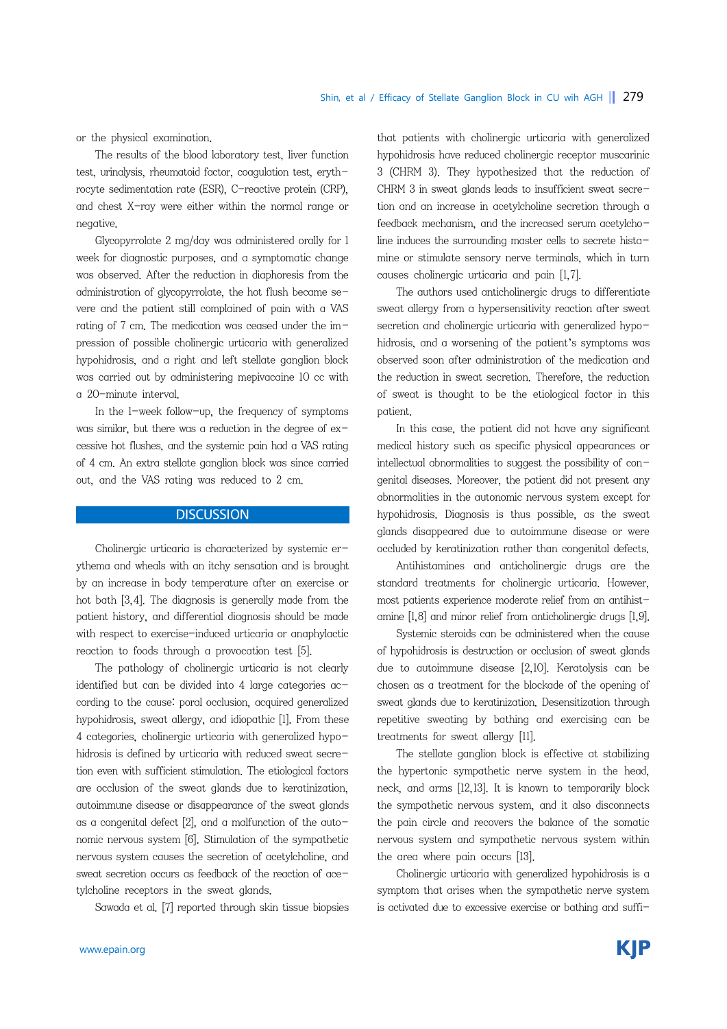or the physical examination.

The results of the blood laboratory test, liver function test, urinalysis, rheumatoid factor, coagulation test, erythrocyte sedimentation rate (ESR), C-reactive protein (CRP), and chest X-ray were either within the normal range or negative.

Glycopyrrolate 2 mg/day was administered orally for 1 week for diagnostic purposes, and a symptomatic change was observed. After the reduction in diaphoresis from the administration of glycopyrrolate, the hot flush became severe and the patient still complained of pain with a VAS rating of 7 cm. The medication was ceased under the impression of possible cholinergic urticaria with generalized hypohidrosis, and a right and left stellate ganglion block was carried out by administering mepivacaine 10 cc with a 20-minute interval.

In the 1-week follow-up, the frequency of symptoms was similar, but there was a reduction in the degree of excessive hot flushes, and the systemic pain had a VAS rating of 4 cm. An extra stellate ganglion block was since carried out, and the VAS rating was reduced to 2 cm.

## DISCUSSION

Cholinergic urticaria is characterized by systemic erythema and wheals with an itchy sensation and is brought by an increase in body temperature after an exercise or hot bath [3,4]. The diagnosis is generally made from the patient history, and differential diagnosis should be made with respect to exercise-induced urticaria or anaphylactic reaction to foods through a provocation test [5].

The pathology of cholinergic urticaria is not clearly identified but can be divided into 4 large categories according to the cause: poral occlusion, acquired generalized hypohidrosis, sweat allergy, and idiopathic [1]. From these 4 categories, cholinergic urticaria with generalized hypohidrosis is defined by urticaria with reduced sweat secretion even with sufficient stimulation. The etiological factors are occlusion of the sweat glands due to keratinization, autoimmune disease or disappearance of the sweat glands as a congenital defect [2], and a malfunction of the autonomic nervous system [6]. Stimulation of the sympathetic nervous system causes the secretion of acetylcholine, and sweat secretion occurs as feedback of the reaction of acetylcholine receptors in the sweat glands.

Sawada et al. [7] reported through skin tissue biopsies that patients with cholinergic urticaria with generalized hypohidrosis have reduced cholinergic receptor muscarinic 3 (CHRM 3). They hypothesized that the reduction of CHRM 3 in sweat glands leads to insufficient sweat secretion and an increase in acetylcholine secretion through a feedback mechanism, and the increased serum acetylcholine induces the surrounding master cells to secrete histamine or stimulate sensory nerve terminals, which in turn causes cholinergic urticaria and pain [1,7].

The authors used anticholinergic drugs to differentiate sweat allergy from a hypersensitivity reaction after sweat secretion and cholinergic urticaria with generalized hypohidrosis, and a worsening of the patient's symptoms was observed soon after administration of the medication and the reduction in sweat secretion. Therefore, the reduction of sweat is thought to be the etiological factor in this patient.

In this case, the patient did not have any significant medical history such as specific physical appearances or intellectual abnormalities to suggest the possibility of congenital diseases. Moreover, the patient did not present any abnormalities in the autonomic nervous system except for hypohidrosis. Diagnosis is thus possible, as the sweat glands disappeared due to autoimmune disease or were occluded by keratinization rather than congenital defects.

Antihistamines and anticholinergic drugs are the standard treatments for cholinergic urticaria. However, most patients experience moderate relief from an antihistamine [1,8] and minor relief from anticholinergic drugs [1,9].

Systemic steroids can be administered when the cause of hypohidrosis is destruction or occlusion of sweat glands due to autoimmune disease [2,10]. Keratolysis can be chosen as a treatment for the blockade of the opening of sweat glands due to keratinization. Desensitization through repetitive sweating by bathing and exercising can be treatments for sweat allergy [11].

The stellate ganglion block is effective at stabilizing the hypertonic sympathetic nerve system in the head, neck, and arms [12,13]. It is known to temporarily block the sympathetic nervous system, and it also disconnects the pain circle and recovers the balance of the somatic nervous system and sympathetic nervous system within the area where pain occurs [13].

Cholinergic urticaria with generalized hypohidrosis is a symptom that arises when the sympathetic nerve system is activated due to excessive exercise or bathing and suffi-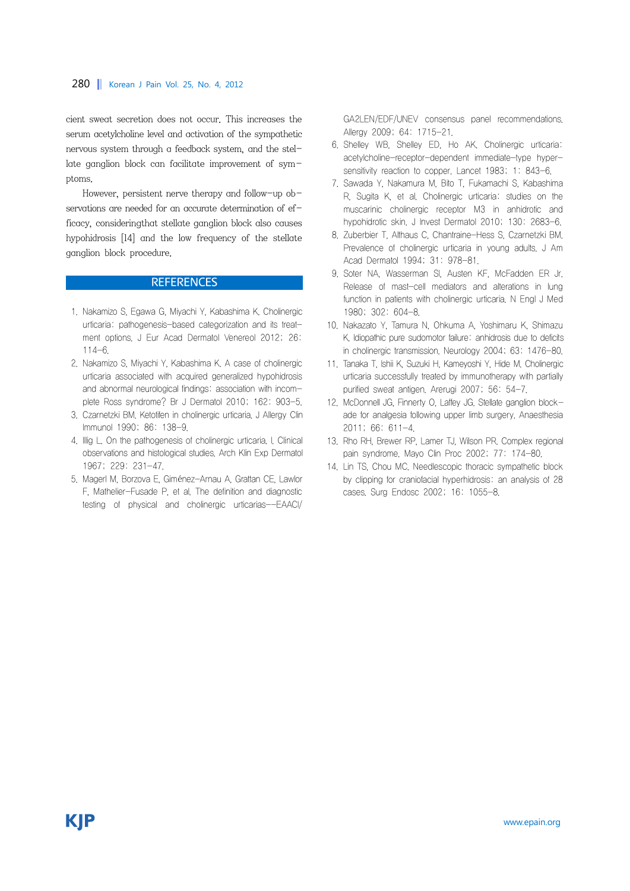cient sweat secretion does not occur. This increases the serum acetylcholine level and activation of the sympathetic nervous system through a feedback system, and the stellate ganglion block can facilitate improvement of symptoms.

However, persistent nerve therapy and follow-up observations are needed for an accurate determination of efficacy, consideringthat stellate ganglion block also causes hypohidrosis [14] and the low frequency of the stellate ganglion block procedure.

## REFERENCES

1. Nakamizo S, Egawa G, Miyachi Y, Kabashima K. Cholinergic urticaria: pathogenesis-based categorization and its treatment options. J Eur Acad Dermatol Venereol 2012; 26: 114-6.
2. Nakamizo S, Miyachi Y, Kabashima K. A case of cholinergic urticaria associated with acquired generalized hypohidrosis and abnormal neurological findings: association with incomplete Ross syndrome? Br J Dermatol 2010; 162: 903-5.
3. Czarnetzki BM. Ketotifen in cholinergic urticaria. J Allergy Clin Immunol 1990; 86: 138-9.
4. Illig L. On the pathogenesis of cholinergic urticaria. I. Clinical observations and histological studies. Arch Klin Exp Dermatol 1967; 229: 231-47.
5. Magerl M, Borzova E, Giménez-Arnau A, Grattan CE, Lawlor F, Mathelier-Fusade P, et al. The definition and diagnostic testing of physical and cholinergic urticarias--EAACI/GA2LEN/EDF/UNEV consensus panel recommendations. Allergy 2009; 64: 1715-21.
6. Shelley WB, Shelley ED, Ho AK. Cholinergic urticaria: acetylcholine-receptor-dependent immediate-type hypersensitivity reaction to copper. Lancet 1983; 1: 843-6.
7. Sawada Y, Nakamura M, Bito T, Fukamachi S, Kabashima R, Sugita K, et al. Cholinergic urticaria: studies on the muscarinic cholinergic receptor M3 in anhidrotic and hypohidrotic skin. J Invest Dermatol 2010; 130: 2683-6.
8. Zuberbier T, Althaus C, Chantraine-Hess S, Czarnetzki BM. Prevalence of cholinergic urticaria in young adults. J Am Acad Dermatol 1994; 31: 978-81.
9. Soter NA, Wasserman SI, Austen KF, McFadden ER Jr. Release of mast-cell mediators and alterations in lung function in patients with cholinergic urticaria. N Engl J Med 1980; 302: 604-8.
10. Nakazato Y, Tamura N, Ohkuma A, Yoshimaru K, Shimazu K. Idiopathic pure sudomotor failure: anhidrosis due to deficits in cholinergic transmission. Neurology 2004; 63: 1476-80.
11. Tanaka T, Ishii K, Suzuki H, Kameyoshi Y, Hide M. Cholinergic urticaria successfully treated by immunotherapy with partially purified sweat antigen. Arerugi 2007; 56: 54-7.
12. McDonnell JG, Finnerty O, Laffey JG. Stellate ganglion blockade for analgesia following upper limb surgery. Anaesthesia 2011; 66: 611-4.
13. Rho RH, Brewer RP, Lamer TJ, Wilson PR. Complex regional pain syndrome. Mayo Clin Proc 2002; 77: 174-80.
14. Lin TS, Chou MC. Needlescopic thoracic sympathetic block by clipping for craniofacial hyperhidrosis: an analysis of 28 cases. Surg Endosc 2002; 16: 1055-8.